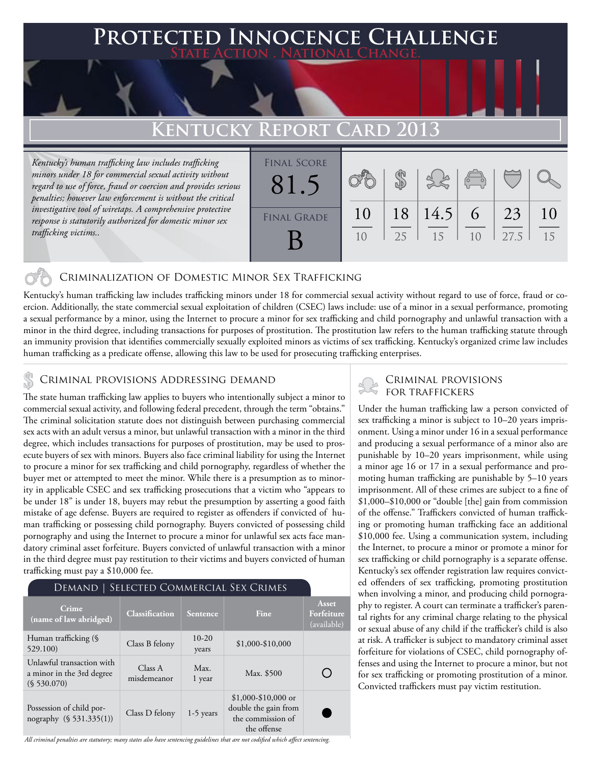# Protected Innocence Challenge

**State Action . National Change.**

## Kentucky Report Card 2013

*Kentucky's human trafficking law includes trafficking minors under 18 for commercial sexual activity without regard to use of force, fraud or coercion and provides serious penalties; however law enforcement is without the critical investigative tool of wiretaps. A comprehensive protective response is statutorily authorized for domestic minor sex trafficking victims..*

| Final Score | Final Grade |
|---|---|
| 81.5 | B |

| Criminalization | Demand | Traffickers | Facilitators | Protection | Investigation |
|---|---|---|---|---|---|
| 10/10 | 18/25 | 14.5/15 | 6/10 | 23/27.5 | 10/15 |

### Criminalization of Domestic Minor Sex Trafficking

Kentucky's human trafficking law includes trafficking minors under 18 for commercial sexual activity without regard to use of force, fraud or coercion. Additionally, the state commercial sexual exploitation of children (CSEC) laws include: use of a minor in a sexual performance, promoting a sexual performance by a minor, using the Internet to procure a minor for sex trafficking and child pornography and unlawful transaction with a minor in the third degree, including transactions for purposes of prostitution. The prostitution law refers to the human trafficking statute through an immunity provision that identifies commercially sexually exploited minors as victims of sex trafficking. Kentucky's organized crime law includes human trafficking as a predicate offense, allowing this law to be used for prosecuting trafficking enterprises.

### Criminal provisions Addressing demand

The state human trafficking law applies to buyers who intentionally subject a minor to commercial sexual activity, and following federal precedent, through the term "obtains." The criminal solicitation statute does not distinguish between purchasing commercial sex acts with an adult versus a minor, but unlawful transaction with a minor in the third degree, which includes transactions for purposes of prostitution, may be used to prosecute buyers of sex with minors. Buyers also face criminal liability for using the Internet to procure a minor for sex trafficking and child pornography, regardless of whether the buyer met or attempted to meet the minor. While there is a presumption as to minority in applicable CSEC and sex trafficking prosecutions that a victim who "appears to be under 18" is under 18, buyers may rebut the presumption by asserting a good faith mistake of age defense. Buyers are required to register as offenders if convicted of human trafficking or possessing child pornography. Buyers convicted of possessing child pornography and using the Internet to procure a minor for unlawful sex acts face mandatory criminal asset forfeiture. Buyers convicted of unlawful transaction with a minor in the third degree must pay restitution to their victims and buyers convicted of human trafficking must pay a $10,000 fee.

**Demand | Selected Commercial Sex Crimes**

| Crime (name of law abridged) | Classification | Sentence | Fine | Asset Forfeiture (available) |
|---|---|---|---|---|
| Human trafficking (§ 529.100) | Class B felony | 10-20 years | $1,000-$10,000 | |
| Unlawful transaction with a minor in the 3rd degree (§ 530.070) | Class A misdemeanor | Max. 1 year | Max. $500 | ○ |
| Possession of child pornography (§ 531.335(1)) | Class D felony | 1-5 years | $1,000-$10,000 or double the gain from the commission of the offense | ● |

*All criminal penalties are statutory; many states also have sentencing guidelines that are not codified which affect sentencing.*

### Criminal provisions for traffickers

Under the human trafficking law a person convicted of sex trafficking a minor is subject to 10–20 years imprisonment. Using a minor under 16 in a sexual performance and producing a sexual performance of a minor also are punishable by 10–20 years imprisonment, while using a minor age 16 or 17 in a sexual performance and promoting human trafficking are punishable by 5–10 years imprisonment. All of these crimes are subject to a fine of $1,000–$10,000 or "double [the] gain from commission of the offense." Traffickers convicted of human trafficking or promoting human trafficking face an additional $10,000 fee. Using a communication system, including the Internet, to procure a minor or promote a minor for sex trafficking or child pornography is a separate offense. Kentucky's sex offender registration law requires convicted offenders of sex trafficking, promoting prostitution when involving a minor, and producing child pornography to register. A court can terminate a trafficker's parental rights for any criminal charge relating to the physical or sexual abuse of any child if the trafficker's child is also at risk. A trafficker is subject to mandatory criminal asset forfeiture for violations of CSEC, child pornography offenses and using the Internet to procure a minor, but not for sex trafficking or promoting prostitution of a minor. Convicted traffickers must pay victim restitution.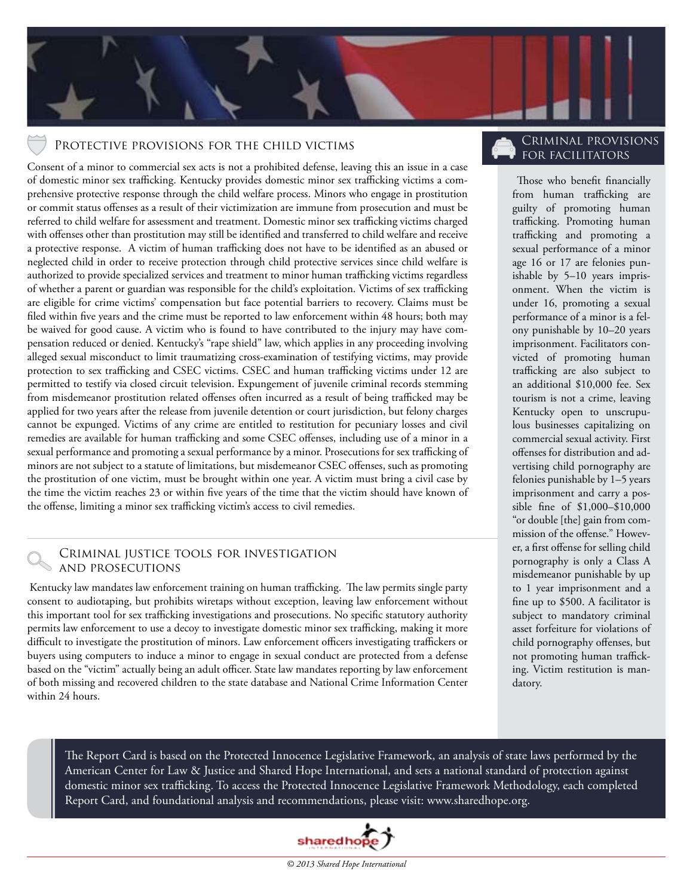## Protective provisions for the child victims

Consent of a minor to commercial sex acts is not a prohibited defense, leaving this an issue in a case of domestic minor sex trafficking. Kentucky provides domestic minor sex trafficking victims a comprehensive protective response through the child welfare process. Minors who engage in prostitution or commit status offenses as a result of their victimization are immune from prosecution and must be referred to child welfare for assessment and treatment. Domestic minor sex trafficking victims charged with offenses other than prostitution may still be identified and transferred to child welfare and receive a protective response. A victim of human trafficking does not have to be identified as an abused or neglected child in order to receive protection through child protective services since child welfare is authorized to provide specialized services and treatment to minor human trafficking victims regardless of whether a parent or guardian was responsible for the child's exploitation. Victims of sex trafficking are eligible for crime victims' compensation but face potential barriers to recovery. Claims must be filed within five years and the crime must be reported to law enforcement within 48 hours; both may be waived for good cause. A victim who is found to have contributed to the injury may have compensation reduced or denied. Kentucky's "rape shield" law, which applies in any proceeding involving alleged sexual misconduct to limit traumatizing cross-examination of testifying victims, may provide protection to sex trafficking and CSEC victims. CSEC and human trafficking victims under 12 are permitted to testify via closed circuit television. Expungement of juvenile criminal records stemming from misdemeanor prostitution related offenses often incurred as a result of being trafficked may be applied for two years after the release from juvenile detention or court jurisdiction, but felony charges cannot be expunged. Victims of any crime are entitled to restitution for pecuniary losses and civil remedies are available for human trafficking and some CSEC offenses, including use of a minor in a sexual performance and promoting a sexual performance by a minor. Prosecutions for sex trafficking of minors are not subject to a statute of limitations, but misdemeanor CSEC offenses, such as promoting the prostitution of one victim, must be brought within one year. A victim must bring a civil case by the time the victim reaches 23 or within five years of the time that the victim should have known of the offense, limiting a minor sex trafficking victim's access to civil remedies.

## Criminal justice tools for investigation and prosecutions

Kentucky law mandates law enforcement training on human trafficking. The law permits single party consent to audiotaping, but prohibits wiretaps without exception, leaving law enforcement without this important tool for sex trafficking investigations and prosecutions. No specific statutory authority permits law enforcement to use a decoy to investigate domestic minor sex trafficking, making it more difficult to investigate the prostitution of minors. Law enforcement officers investigating traffickers or buyers using computers to induce a minor to engage in sexual conduct are protected from a defense based on the "victim" actually being an adult officer. State law mandates reporting by law enforcement of both missing and recovered children to the state database and National Crime Information Center within 24 hours.

## Criminal provisions for facilitators

Those who benefit financially from human trafficking are guilty of promoting human trafficking. Promoting human trafficking and promoting a sexual performance of a minor age 16 or 17 are felonies punishable by 5–10 years imprisonment. When the victim is under 16, promoting a sexual performance of a minor is a felony punishable by 10–20 years imprisonment. Facilitators convicted of promoting human trafficking are also subject to an additional $10,000 fee. Sex tourism is not a crime, leaving Kentucky open to unscrupulous businesses capitalizing on commercial sexual activity. First offenses for distribution and advertising child pornography are felonies punishable by 1–5 years imprisonment and carry a possible fine of $1,000–$10,000 "or double [the] gain from commission of the offense." However, a first offense for selling child pornography is only a Class A misdemeanor punishable by up to 1 year imprisonment and a fine up to $500. A facilitator is subject to mandatory criminal asset forfeiture for violations of child pornography offenses, but not promoting human trafficking. Victim restitution is mandatory.

The Report Card is based on the Protected Innocence Legislative Framework, an analysis of state laws performed by the American Center for Law & Justice and Shared Hope International, and sets a national standard of protection against domestic minor sex trafficking. To access the Protected Innocence Legislative Framework Methodology, each completed Report Card, and foundational analysis and recommendations, please visit: www.sharedhope.org.

*© 2013 Shared Hope International*